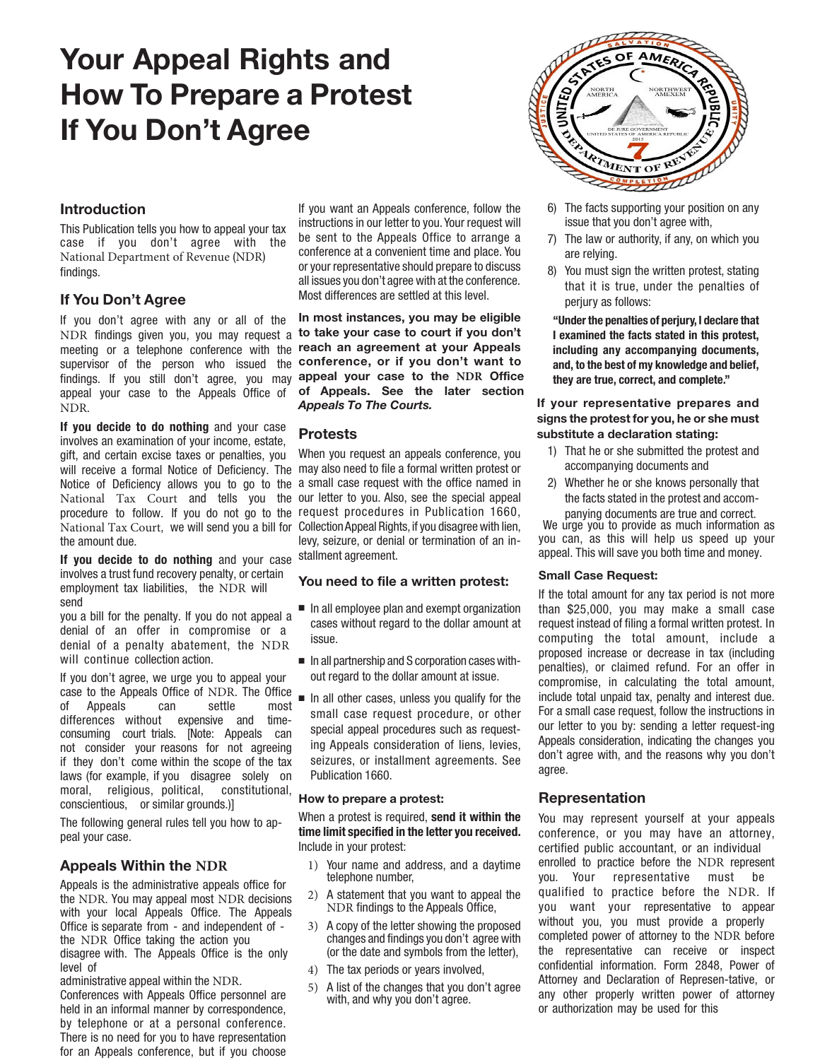# Your Appeal Rights and How To Prepare a Protest If You Don't Agree

## Introduction

This Publication tells you how to appeal your tax case if you don't agree with the National Department of Revenue (NDR) findings.

## If You Don't Agree

If you don't agree with any or all of the NDR findings given you, you may request a meeting or a telephone conference with the supervisor of the person who issued the findings. If you still don't agree, you may appeal your case to the Appeals Office of NDR.

**If you decide to do nothing** and your case involves an examination of your income, estate, gift, and certain excise taxes or penalties, you will receive a formal Notice of Deficiency. The Notice of Deficiency allows you to go to the National Tax Court and tells you the procedure to follow. If you do not go to the National Tax Court, we will send you a bill for the amount due.

**If you decide to do nothing** and your case involves a trust fund recovery penalty, or certain employment tax liabilities, the NDR will send you a bill for the penalty. If you do not appeal a denial of an offer in compromise or a denial of a penalty abatement, the NDR will continue collection action.

If you don't agree, we urge you to appeal your case to the Appeals Office of NDR. The Office of Appeals can settle most differences without expensive and time-consuming court trials. [Note: Appeals can not consider your reasons for not agreeing if they don't come within the scope of the tax laws (for example, if you disagree solely on moral, religious, political, constitutional, conscientious, or similar grounds.)]

The following general rules tell you how to appeal your case.

## Appeals Within the NDR

Appeals is the administrative appeals office for the NDR. You may appeal most NDR decisions with your local Appeals Office. The Appeals Office is separate from - and independent of - the NDR Office taking the action you disagree with. The Appeals Office is the only level of administrative appeal within the NDR.

Conferences with Appeals Office personnel are held in an informal manner by correspondence, by telephone or at a personal conference. There is no need for you to have representation for an Appeals conference, but if you choose

If you want an Appeals conference, follow the instructions in our letter to you. Your request will be sent to the Appeals Office to arrange a conference at a convenient time and place. You or your representative should prepare to discuss all issues you don't agree with at the conference. Most differences are settled at this level.

**In most instances, you may be eligible to take your case to court if you don't reach an agreement at your Appeals conference, or if you don't want to appeal your case to the NDR Office of Appeals. See the later section *Appeals To The Courts.***

## Protests

When you request an appeals conference, you may also need to file a formal written protest or a small case request with the office named in our letter to you. Also, see the special appeal request procedures in Publication 1660, Collection Appeal Rights, if you disagree with lien, levy, seizure, or denial or termination of an installment agreement.

### You need to file a written protest:

- In all employee plan and exempt organization cases without regard to the dollar amount at issue.
- In all partnership and S corporation cases without regard to the dollar amount at issue.
- In all other cases, unless you qualify for the small case request procedure, or other special appeal procedures such as requesting Appeals consideration of liens, levies, seizures, or installment agreements. See Publication 1660.

### How to prepare a protest:

When a protest is required, **send it within the time limit specified in the letter you received.** Include in your protest:

1) Your name and address, and a daytime telephone number,
2) A statement that you want to appeal the NDR findings to the Appeals Office,
3) A copy of the letter showing the proposed changes and findings you don't agree with (or the date and symbols from the letter),
4) The tax periods or years involved,
5) A list of the changes that you don't agree with, and why you don't agree.
6) The facts supporting your position on any issue that you don't agree with,
7) The law or authority, if any, on which you are relying.
8) You must sign the written protest, stating that it is true, under the penalties of perjury as follows:

**"Under the penalties of perjury, I declare that I examined the facts stated in this protest, including any accompanying documents, and, to the best of my knowledge and belief, they are true, correct, and complete."**

**If your representative prepares and signs the protest for you, he or she must substitute a declaration stating:**

1) That he or she submitted the protest and accompanying documents and
2) Whether he or she knows personally that the facts stated in the protest and accompanying documents are true and correct.

We urge you to provide as much information as you can, as this will help us speed up your appeal. This will save you both time and money.

### Small Case Request:

If the total amount for any tax period is not more than $25,000, you may make a small case request instead of filing a formal written protest. In computing the total amount, include a proposed increase or decrease in tax (including penalties), or claimed refund. For an offer in compromise, in calculating the total amount, include total unpaid tax, penalty and interest due. For a small case request, follow the instructions in our letter to you by: sending a letter request-ing Appeals consideration, indicating the changes you don't agree with, and the reasons why you don't agree.

## Representation

You may represent yourself at your appeals conference, or you may have an attorney, certified public accountant, or an individual enrolled to practice before the NDR represent you. Your representative must be qualified to practice before the NDR. If you want your representative to appear without you, you must provide a properly completed power of attorney to the NDR before the representative can receive or inspect confidential information. Form 2848, Power of Attorney and Declaration of Represen-tative, or any other properly written power of attorney or authorization may be used for this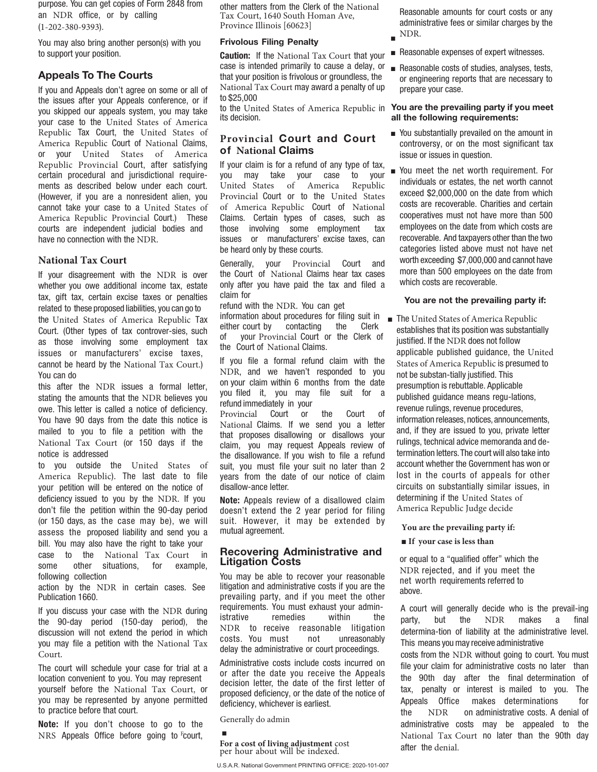purpose. You can get copies of Form 2848 from an NDR office, or by calling (1-202-380-9393).

You may also bring another person(s) with you to support your position.

## Appeals To The Courts

If you and Appeals don't agree on some or all of the issues after your Appeals conference, or if you skipped our appeals system, you may take your case to the United States of America Republic Tax Court, the United States of America Republic Court of National Claims, or your United States of America Republic Provincial Court, after satisfying certain procedural and jurisdictional require-ments as described below under each court. (However, if you are a nonresident alien, you cannot take your case to a United States of America Republic Provincial Court.) These courts are independent judicial bodies and have no connection with the NDR.

## National Tax Court

If your disagreement with the NDR is over whether you owe additional income tax, estate tax, gift tax, certain excise taxes or penalties related to these proposed liabilities, you can go to the United States of America Republic Tax Court. (Other types of tax controver-sies, such as those involving some employment tax issues or manufacturers' excise taxes, cannot be heard by the National Tax Court.) You can do this after the NDR issues a formal letter, stating the amounts that the NDR believes you owe. This letter is called a notice of deficiency. You have 90 days from the date this notice is mailed to you to file a petition with the National Tax Court (or 150 days if the notice is addressed to you outside the United States of America Republic). The last date to file your petition will be entered on the notice of deficiency issued to you by the NDR. If you don't file the petition within the 90-day period (or 150 days, as the case may be), we will assess the proposed liability and send you a bill. You may also have the right to take your case to the National Tax Court in some other situations, for example, following collection action by the NDR in certain cases. See Publication 1660.

If you discuss your case with the NDR during the 90-day period (150-day period), the discussion will not extend the period in which you may file a petition with the National Tax Court.

The court will schedule your case for trial at a location convenient to you. You may represent yourself before the National Tax Court, or you may be represented by anyone permitted to practice before that court.

**Note:** If you don't choose to go to the NRS Appeals Office before going to court, other matters from the Clerk of the National Tax Court, 1640 South Homan Ave, Province Illinois [60623]

### Frivolous Filing Penalty

**Caution:** If the National Tax Court that your case is intended primarily to cause a delay, or that your position is frivolous or groundless, the National Tax Court may award a penalty of up to $25,000 to the United States of America Republic in its decision.

## Provincial Court and Court of National Claims

If your claim is for a refund of any type of tax, you may take your case to your United States of America Republic Provincial Court or to the United States of America Republic Court of National Claims. Certain types of cases, such as those involving some employment tax issues or manufacturers' excise taxes, can be heard only by these courts.

Generally, your Provincial Court and the Court of National Claims hear tax cases only after you have paid the tax and filed a claim for refund with the NDR. You can get information about procedures for filing suit in either court by contacting the Clerk of your Provincial Court or the Clerk of the Court of National Claims.

If you file a formal refund claim with the NDR, and we haven't responded to you on your claim within 6 months from the date you filed it, you may file suit for a refund immediately in your Provincial Court or the Court of National Claims. If we send you a letter that proposes disallowing or disallows your claim, you may request Appeals review of the disallowance. If you wish to file a refund suit, you must file your suit no later than 2 years from the date of our notice of claim disallow-ance letter.

**Note:** Appeals review of a disallowed claim doesn't extend the 2 year period for filing suit. However, it may be extended by mutual agreement.

## Recovering Administrative and Litigation Costs

You may be able to recover your reasonable litigation and administrative costs if you are the prevailing party, and if you meet the other requirements. You must exhaust your admin-istrative remedies within the NDR to receive reasonable litigation costs. You must not unreasonably delay the administrative or court proceedings.

Administrative costs include costs incurred on or after the date you receive the Appeals decision letter, the date of the first letter of proposed deficiency, or the date of the notice of deficiency, whichever is earliest.

Generally do admin

- **For a cost of living adjustment** cost per hour about will be indexed.
- Reasonable amounts for court costs or any administrative fees or similar charges by the NDR.
- Reasonable expenses of expert witnesses.
- Reasonable costs of studies, analyses, tests, or engineering reports that are necessary to prepare your case.

**You are the prevailing party if you meet all the following requirements:**

- You substantially prevailed on the amount in controversy, or on the most significant tax issue or issues in question.
- You meet the net worth requirement. For individuals or estates, the net worth cannot exceed $2,000,000 on the date from which costs are recoverable. Charities and certain cooperatives must not have more than 500 employees on the date from which costs are recoverable. And taxpayers other than the two categories listed above must not have net worth exceeding $7,000,000 and cannot have more than 500 employees on the date from which costs are recoverable.

**You are not the prevailing party if:**

- The United States of America Republic establishes that its position was substantially justified. If the NDR does not follow applicable published guidance, the United States of America Republic is presumed to not be substan-tially justified. This presumption is rebuttable. Applicable published guidance means regu-lations, revenue rulings, revenue procedures, information releases, notices, announcements, and, if they are issued to you, private letter rulings, technical advice memoranda and de-termination letters. The court will also take into account whether the Government has won or lost in the courts of appeals for other circuits on substantially similar issues, in determining if the United States of America Republic Judge decide

**You are the prevailing party if:**

- **If your case is less than** or equal to a "qualified offer" which the NDR rejected, and if you meet the net worth requirements referred to above.

A court will generally decide who is the prevail-ing party, but the NDR makes a final determina-tion of liability at the administrative level. This means you may receive administrative costs from the NDR without going to court. You must file your claim for administrative costs no later than the 90th day after the final determination of tax, penalty or interest is mailed to you. The Appeals Office makes determinations for the NDR on administrative costs. A denial of administrative costs may be appealed to the National Tax Court no later than the 90th day after the denial.

U.S.A.R. National Government PRINTING OFFICE: 2020-101-007